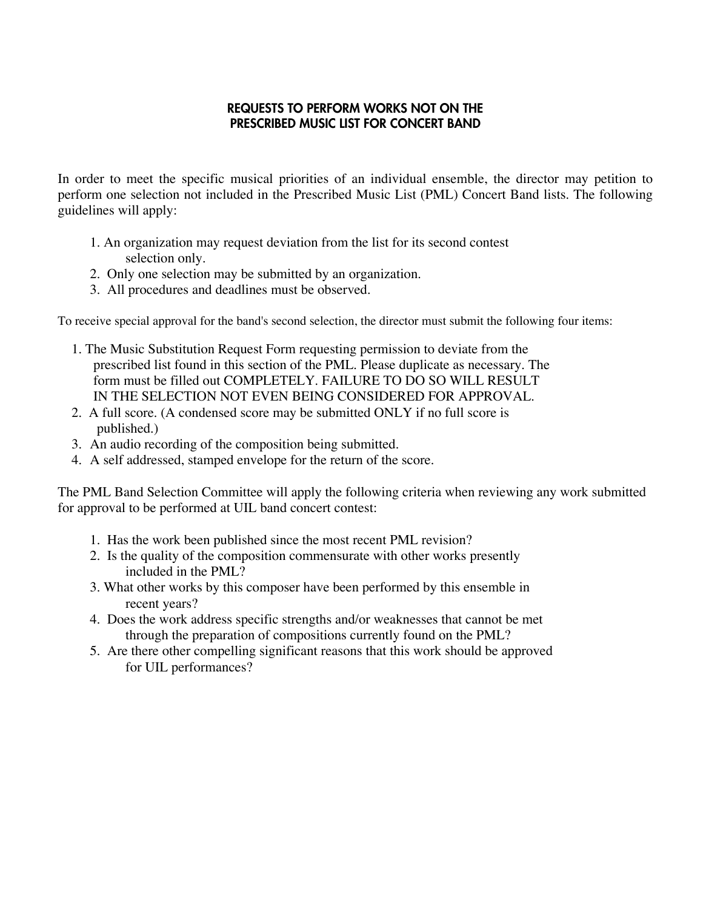## REQUESTS TO PERFORM WORKS NOT ON THE PRESCRIBED MUSIC LIST FOR CONCERT BAND

In order to meet the specific musical priorities of an individual ensemble, the director may petition to perform one selection not included in the Prescribed Music List (PML) Concert Band lists. The following guidelines will apply:

1. An organization may request deviation from the list for its second contest selection only.
2. Only one selection may be submitted by an organization.
3. All procedures and deadlines must be observed.

To receive special approval for the band's second selection, the director must submit the following four items:

1. The Music Substitution Request Form requesting permission to deviate from the prescribed list found in this section of the PML. Please duplicate as necessary. The form must be filled out COMPLETELY. FAILURE TO DO SO WILL RESULT IN THE SELECTION NOT EVEN BEING CONSIDERED FOR APPROVAL.
2. A full score. (A condensed score may be submitted ONLY if no full score is published.)
3. An audio recording of the composition being submitted.
4. A self addressed, stamped envelope for the return of the score.

The PML Band Selection Committee will apply the following criteria when reviewing any work submitted for approval to be performed at UIL band concert contest:

1. Has the work been published since the most recent PML revision?
2. Is the quality of the composition commensurate with other works presently included in the PML?
3. What other works by this composer have been performed by this ensemble in recent years?
4. Does the work address specific strengths and/or weaknesses that cannot be met through the preparation of compositions currently found on the PML?
5. Are there other compelling significant reasons that this work should be approved for UIL performances?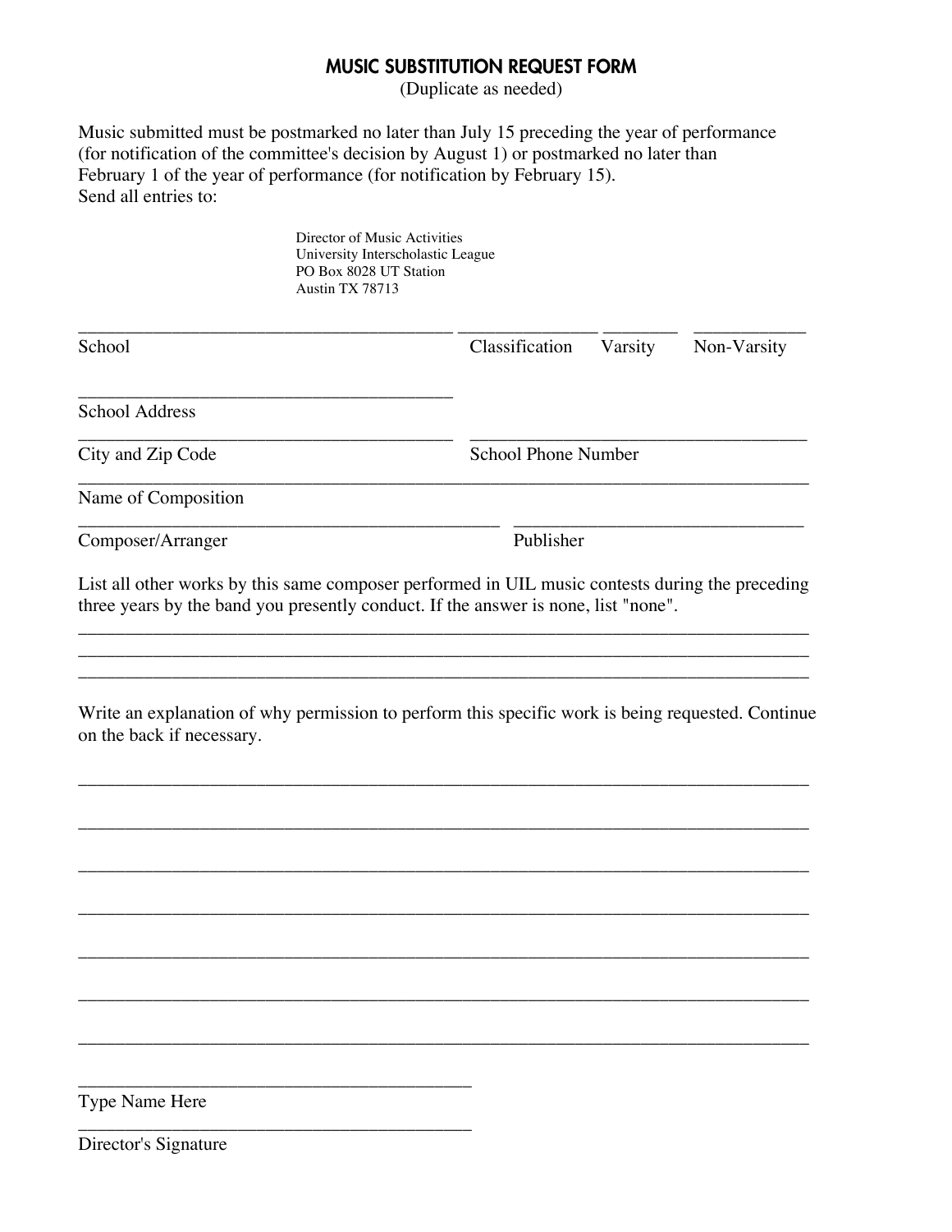# MUSIC SUBSTITUTION REQUEST FORM

(Duplicate as needed)

Music submitted must be postmarked no later than July 15 preceding the year of performance (for notification of the committee's decision by August 1) or postmarked no later than February 1 of the year of performance (for notification by February 15).
Send all entries to:

Director of Music Activities
University Interscholastic League
PO Box 8028 UT Station
Austin TX 78713

________________________________________ _______________ ________ ____________
School Classification Varsity Non-Varsity

________________________________________
School Address

________________________________________ ____________________________________
City and Zip Code School Phone Number

______________________________________________________________________________
Name of Composition

_____________________________________________ ______________________________
Composer/Arranger Publisher

List all other works by this same composer performed in UIL music contests during the preceding three years by the band you presently conduct. If the answer is none, list "none".

______________________________________________________________________________
______________________________________________________________________________
______________________________________________________________________________

Write an explanation of why permission to perform this specific work is being requested. Continue on the back if necessary.

______________________________________________________________________________

______________________________________________________________________________

______________________________________________________________________________

______________________________________________________________________________

______________________________________________________________________________

______________________________________________________________________________

______________________________________________________________________________

__________________________________________
Type Name Here

__________________________________________
Director's Signature